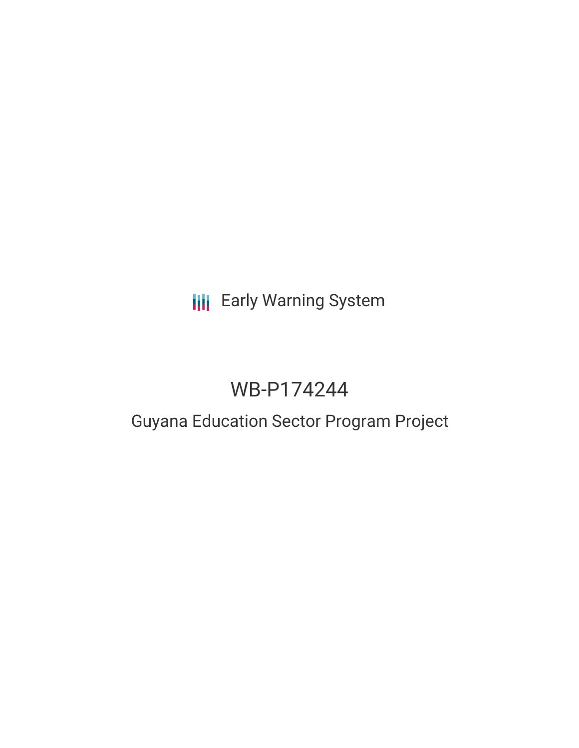Early Warning System

# WB-P174244

## Guyana Education Sector Program Project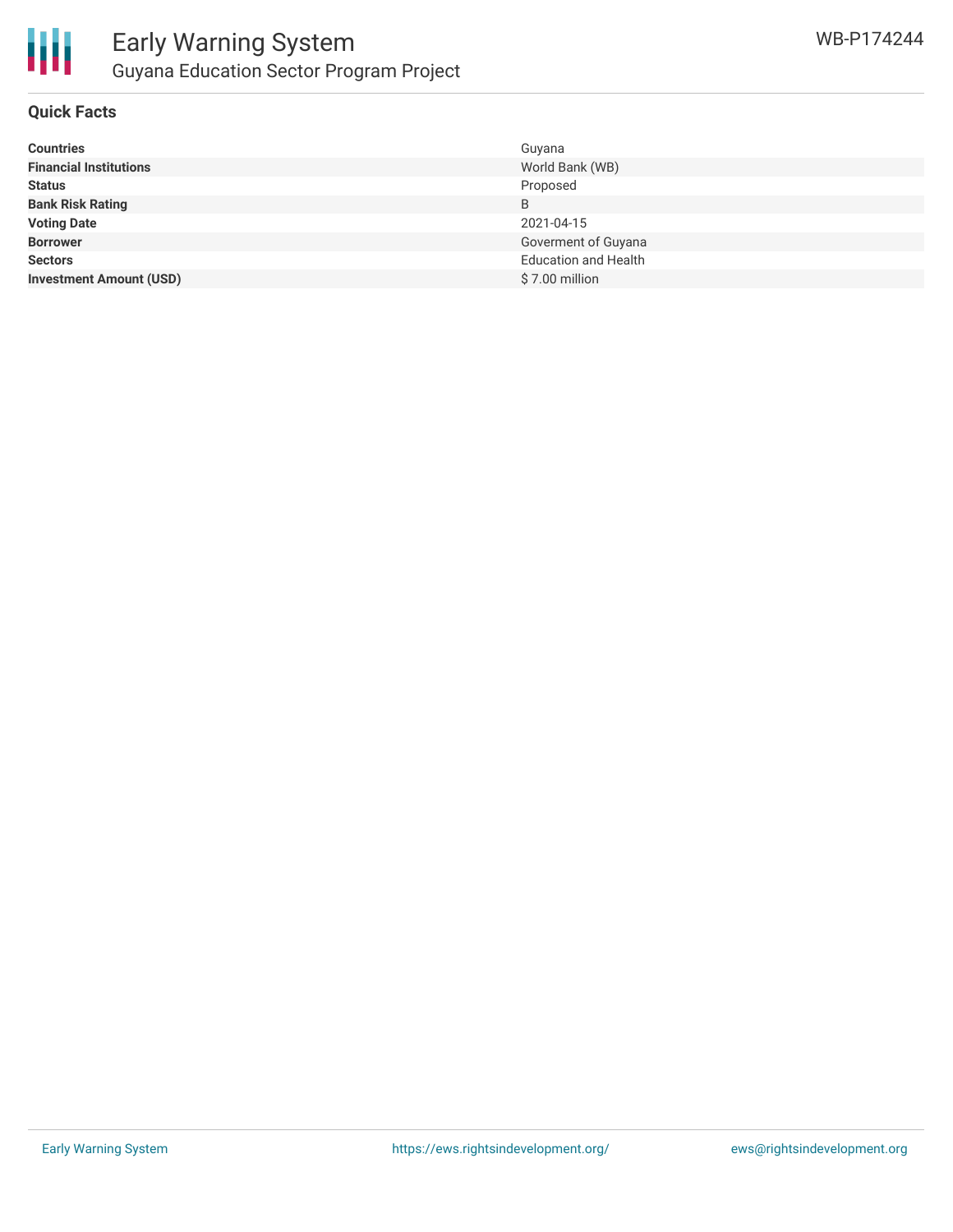## Quick Facts

| | |
|---|---|
| **Countries** | Guyana |
| **Financial Institutions** | World Bank (WB) |
| **Status** | Proposed |
| **Bank Risk Rating** | B |
| **Voting Date** | 2021-04-15 |
| **Borrower** | Goverment of Guyana |
| **Sectors** | Education and Health |
| **Investment Amount (USD)** | $ 7.00 million |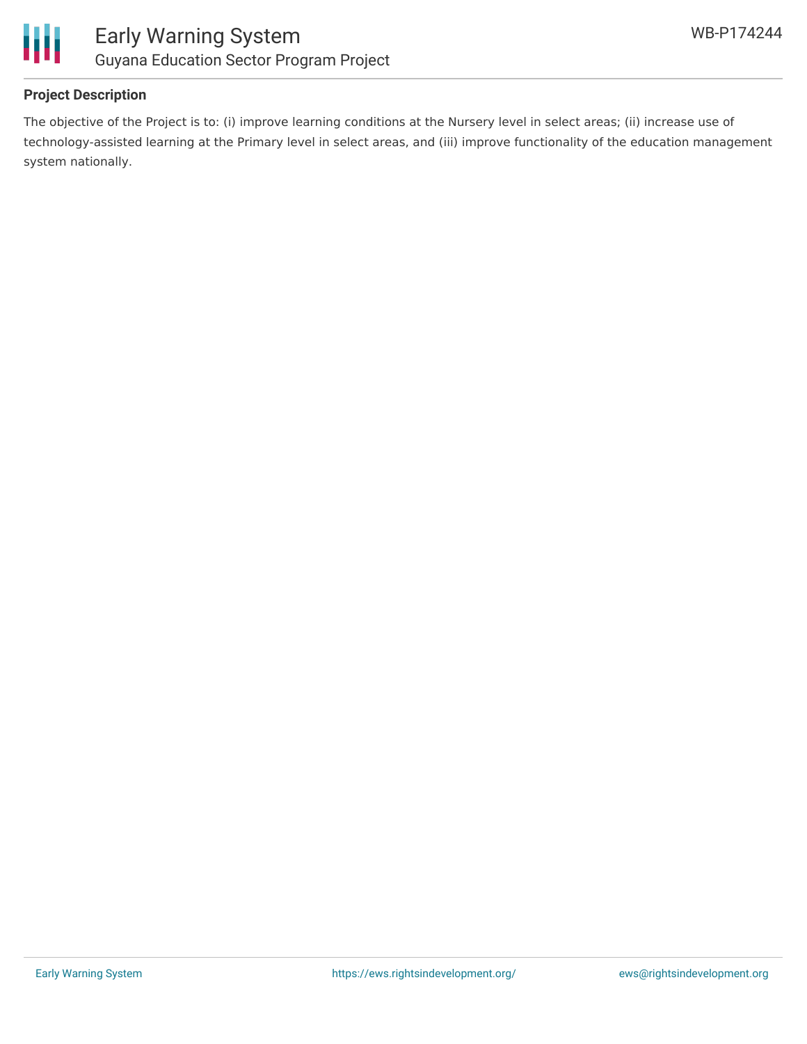## Project Description

The objective of the Project is to: (i) improve learning conditions at the Nursery level in select areas; (ii) increase use of technology-assisted learning at the Primary level in select areas, and (iii) improve functionality of the education management system nationally.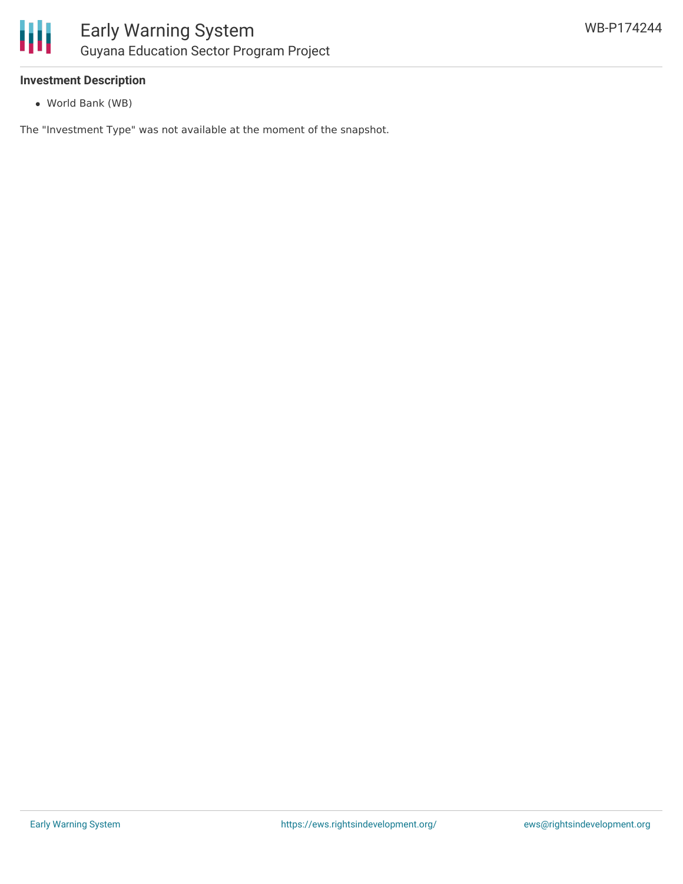**Investment Description**

- World Bank (WB)

The "Investment Type" was not available at the moment of the snapshot.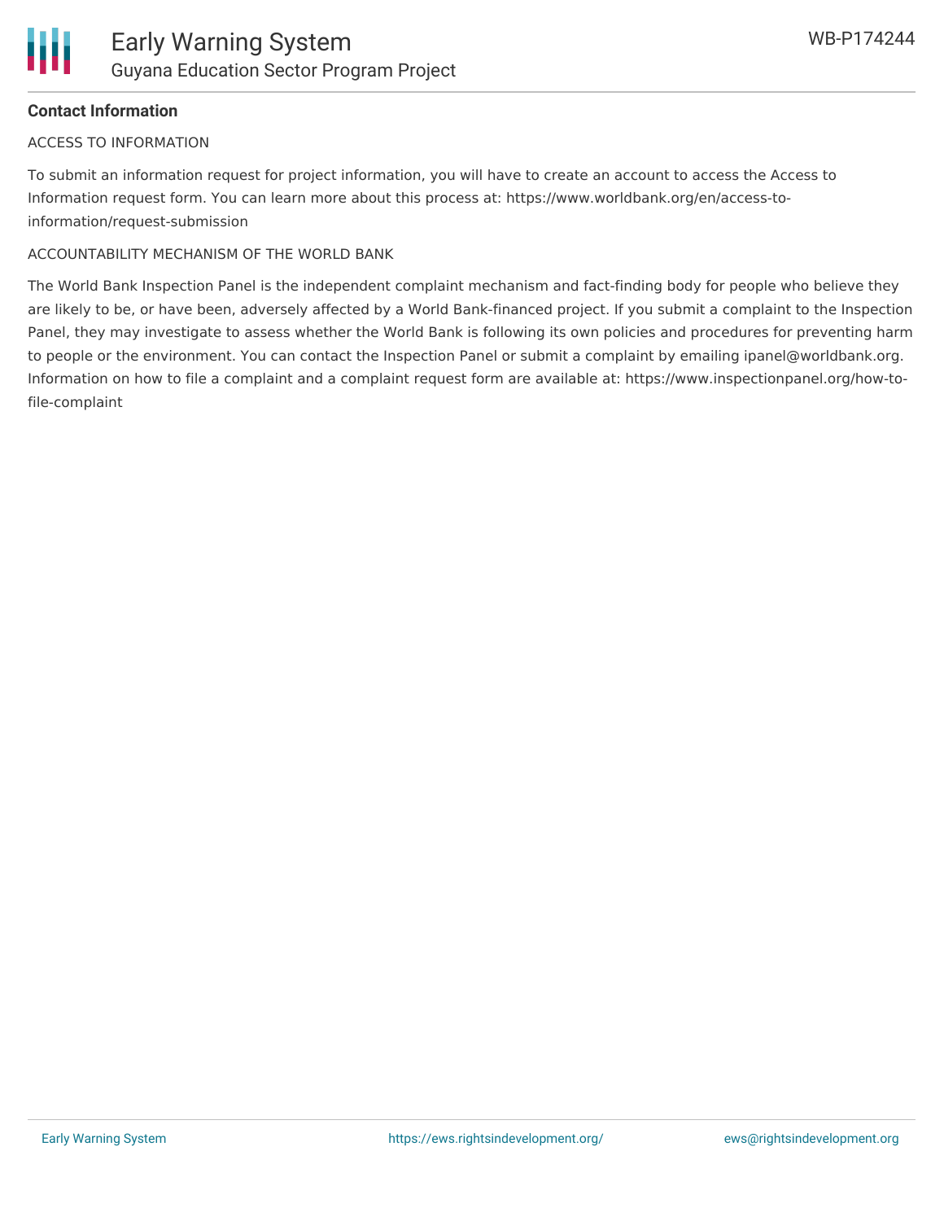**Contact Information**

ACCESS TO INFORMATION

To submit an information request for project information, you will have to create an account to access the Access to Information request form. You can learn more about this process at: https://www.worldbank.org/en/access-to-information/request-submission

ACCOUNTABILITY MECHANISM OF THE WORLD BANK

The World Bank Inspection Panel is the independent complaint mechanism and fact-finding body for people who believe they are likely to be, or have been, adversely affected by a World Bank-financed project. If you submit a complaint to the Inspection Panel, they may investigate to assess whether the World Bank is following its own policies and procedures for preventing harm to people or the environment. You can contact the Inspection Panel or submit a complaint by emailing ipanel@worldbank.org. Information on how to file a complaint and a complaint request form are available at: https://www.inspectionpanel.org/how-to-file-complaint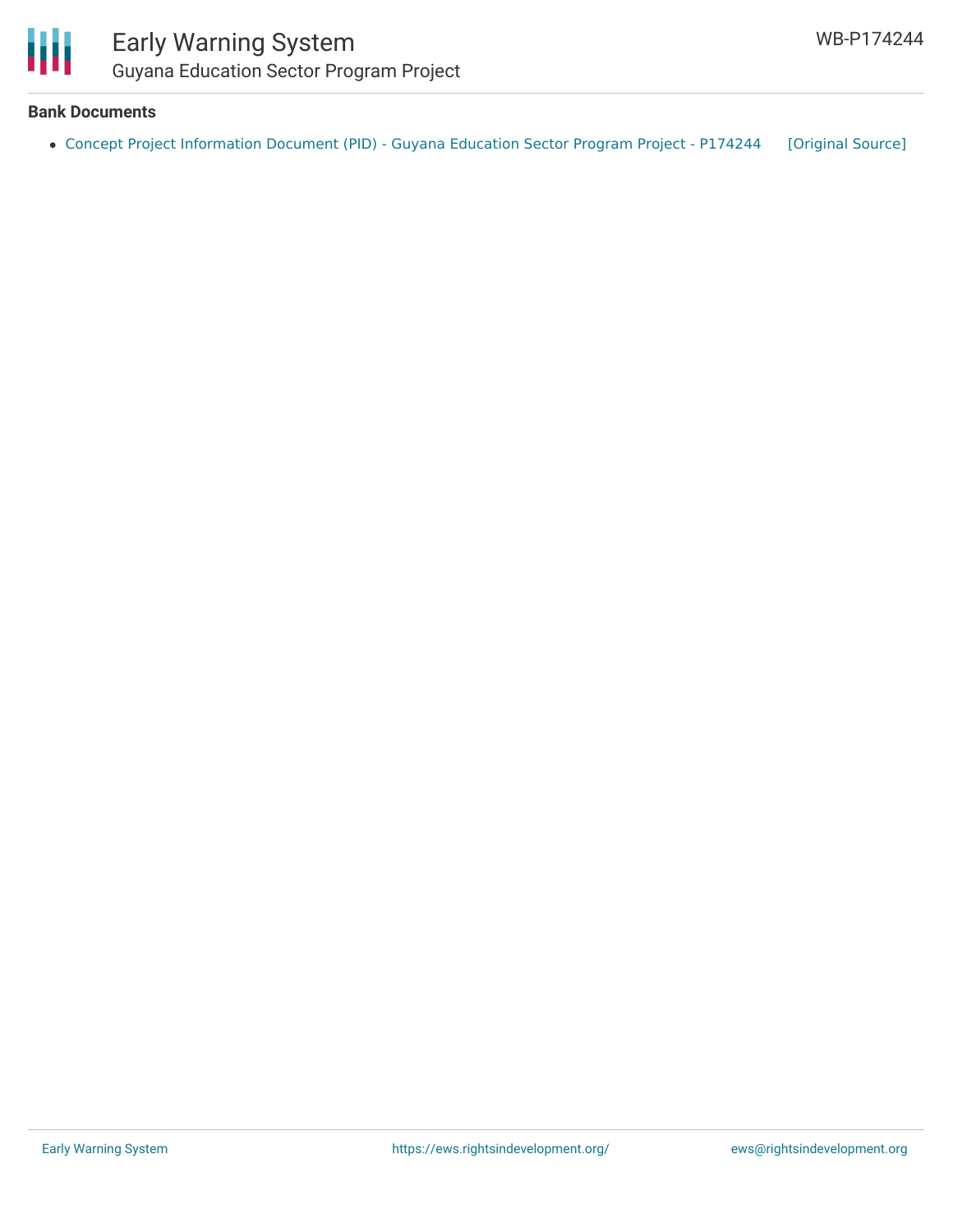**Bank Documents**

- Concept Project Information Document (PID) - Guyana Education Sector Program Project - P174244 [Original Source]